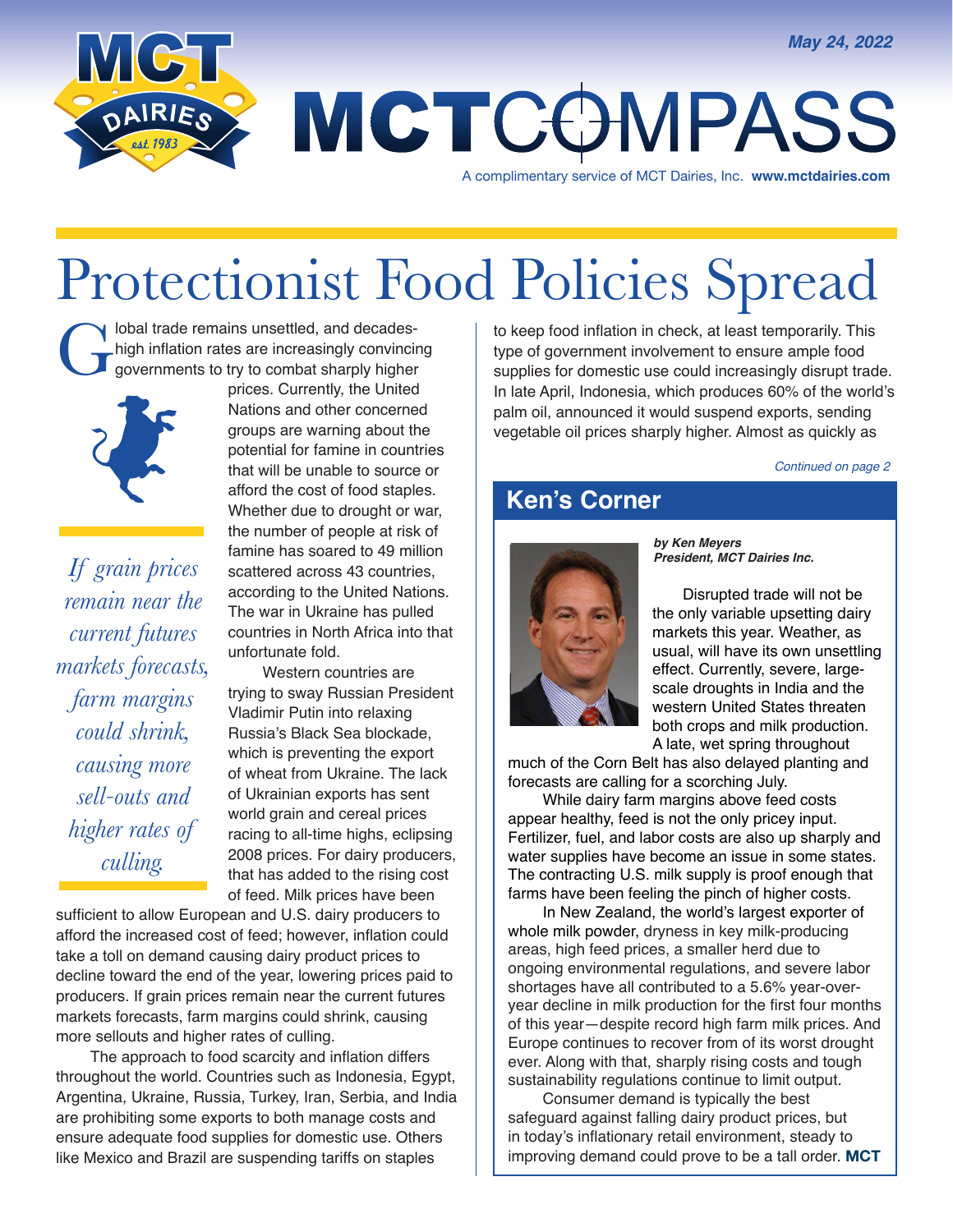May 24, 2022

# MCT COMPASS

A complimentary service of MCT Dairies, Inc. **www.mctdairies.com**

# Protectionist Food Policies Spread

Global trade remains unsettled, and decades-high inflation rates are increasingly convincing governments to try to combat sharply higher prices. Currently, the United Nations and other concerned groups are warning about the potential for famine in countries that will be unable to source or afford the cost of food staples. Whether due to drought or war, the number of people at risk of famine has soared to 49 million scattered across 43 countries, according to the United Nations. The war in Ukraine has pulled countries in North Africa into that unfortunate fold.

Western countries are trying to sway Russian President Vladimir Putin into relaxing Russia's Black Sea blockade, which is preventing the export of wheat from Ukraine. The lack of Ukrainian exports has sent world grain and cereal prices racing to all-time highs, eclipsing 2008 prices. For dairy producers, that has added to the rising cost of feed. Milk prices have been sufficient to allow European and U.S. dairy producers to afford the increased cost of feed; however, inflation could take a toll on demand causing dairy product prices to decline toward the end of the year, lowering prices paid to producers. If grain prices remain near the current futures markets forecasts, farm margins could shrink, causing more sellouts and higher rates of culling.

> *If grain prices remain near the current futures markets forecasts, farm margins could shrink, causing more sell-outs and higher rates of culling.*

The approach to food scarcity and inflation differs throughout the world. Countries such as Indonesia, Egypt, Argentina, Ukraine, Russia, Turkey, Iran, Serbia, and India are prohibiting some exports to both manage costs and ensure adequate food supplies for domestic use. Others like Mexico and Brazil are suspending tariffs on staples to keep food inflation in check, at least temporarily. This type of government involvement to ensure ample food supplies for domestic use could increasingly disrupt trade. In late April, Indonesia, which produces 60% of the world's palm oil, announced it would suspend exports, sending vegetable oil prices sharply higher. Almost as quickly as

*Continued on page 2*

## Ken's Corner

***by Ken Meyers***
***President, MCT Dairies Inc.***

Disrupted trade will not be the only variable upsetting dairy markets this year. Weather, as usual, will have its own unsettling effect. Currently, severe, large-scale droughts in India and the western United States threaten both crops and milk production. A late, wet spring throughout much of the Corn Belt has also delayed planting and forecasts are calling for a scorching July.

While dairy farm margins above feed costs appear healthy, feed is not the only pricey input. Fertilizer, fuel, and labor costs are also up sharply and water supplies have become an issue in some states. The contracting U.S. milk supply is proof enough that farms have been feeling the pinch of higher costs.

In New Zealand, the world's largest exporter of whole milk powder, dryness in key milk-producing areas, high feed prices, a smaller herd due to ongoing environmental regulations, and severe labor shortages have all contributed to a 5.6% year-over-year decline in milk production for the first four months of this year—despite record high farm milk prices. And Europe continues to recover from of its worst drought ever. Along with that, sharply rising costs and tough sustainability regulations continue to limit output.

Consumer demand is typically the best safeguard against falling dairy product prices, but in today's inflationary retail environment, steady to improving demand could prove to be a tall order. **MCT**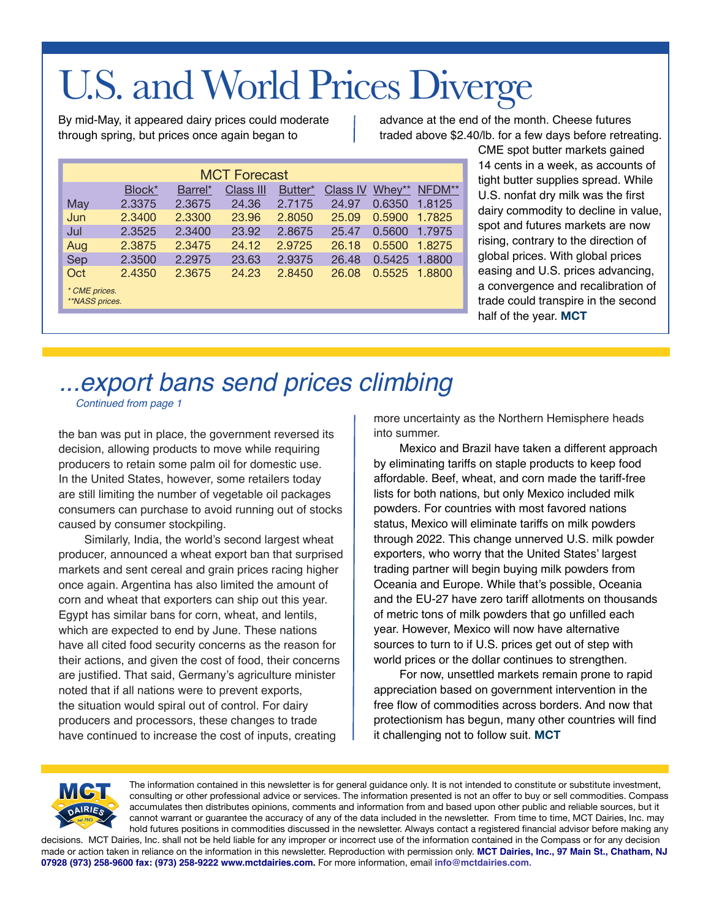# U.S. and World Prices Diverge

By mid-May, it appeared dairy prices could moderate through spring, but prices once again began to advance at the end of the month. Cheese futures traded above $2.40/lb. for a few days before retreating. CME spot butter markets gained 14 cents in a week, as accounts of tight butter supplies spread. While U.S. nonfat dry milk was the first dairy commodity to decline in value, spot and futures markets are now rising, contrary to the direction of global prices. With global prices easing and U.S. prices advancing, a convergence and recalibration of trade could transpire in the second half of the year. **MCT**

**MCT Forecast**

| | Block* | Barrel* | Class III | Butter* | Class IV | Whey** | NFDM** |
|---|---|---|---|---|---|---|---|
| May | 2.3375 | 2.3675 | 24.36 | 2.7175 | 24.97 | 0.6350 | 1.8125 |
| Jun | 2.3400 | 2.3300 | 23.96 | 2.8050 | 25.09 | 0.5900 | 1.7825 |
| Jul | 2.3525 | 2.3400 | 23.92 | 2.8675 | 25.47 | 0.5600 | 1.7975 |
| Aug | 2.3875 | 2.3475 | 24.12 | 2.9725 | 26.18 | 0.5500 | 1.8275 |
| Sep | 2.3500 | 2.2975 | 23.63 | 2.9375 | 26.48 | 0.5425 | 1.8800 |
| Oct | 2.4350 | 2.3675 | 24.23 | 2.8450 | 26.08 | 0.5525 | 1.8800 |

*\* CME prices.*
*\*\*NASS prices.*

## *...export bans send prices climbing*

*Continued from page 1*

the ban was put in place, the government reversed its decision, allowing products to move while requiring producers to retain some palm oil for domestic use. In the United States, however, some retailers today are still limiting the number of vegetable oil packages consumers can purchase to avoid running out of stocks caused by consumer stockpiling.

Similarly, India, the world's second largest wheat producer, announced a wheat export ban that surprised markets and sent cereal and grain prices racing higher once again. Argentina has also limited the amount of corn and wheat that exporters can ship out this year. Egypt has similar bans for corn, wheat, and lentils, which are expected to end by June. These nations have all cited food security concerns as the reason for their actions, and given the cost of food, their concerns are justified. That said, Germany's agriculture minister noted that if all nations were to prevent exports, the situation would spiral out of control. For dairy producers and processors, these changes to trade have continued to increase the cost of inputs, creating more uncertainty as the Northern Hemisphere heads into summer.

Mexico and Brazil have taken a different approach by eliminating tariffs on staple products to keep food affordable. Beef, wheat, and corn made the tariff-free lists for both nations, but only Mexico included milk powders. For countries with most favored nations status, Mexico will eliminate tariffs on milk powders through 2022. This change unnerved U.S. milk powder exporters, who worry that the United States' largest trading partner will begin buying milk powders from Oceania and Europe. While that's possible, Oceania and the EU-27 have zero tariff allotments on thousands of metric tons of milk powders that go unfilled each year. However, Mexico will now have alternative sources to turn to if U.S. prices get out of step with world prices or the dollar continues to strengthen.

For now, unsettled markets remain prone to rapid appreciation based on government intervention in the free flow of commodities across borders. And now that protectionism has begun, many other countries will find it challenging not to follow suit. **MCT**

The information contained in this newsletter is for general guidance only. It is not intended to constitute or substitute investment, consulting or other professional advice or services. The information presented is not an offer to buy or sell commodities. Compass accumulates then distributes opinions, comments and information from and based upon other public and reliable sources, but it cannot warrant or guarantee the accuracy of any of the data included in the newsletter. From time to time, MCT Dairies, Inc. may hold futures positions in commodities discussed in the newsletter. Always contact a registered financial advisor before making any decisions. MCT Dairies, Inc. shall not be held liable for any improper or incorrect use of the information contained in the Compass or for any decision made or action taken in reliance on the information in this newsletter. Reproduction with permission only. **MCT Dairies, Inc., 97 Main St., Chatham, NJ 07928 (973) 258-9600 fax: (973) 258-9222 www.mctdairies.com.** For more information, email **info@mctdairies.com.**